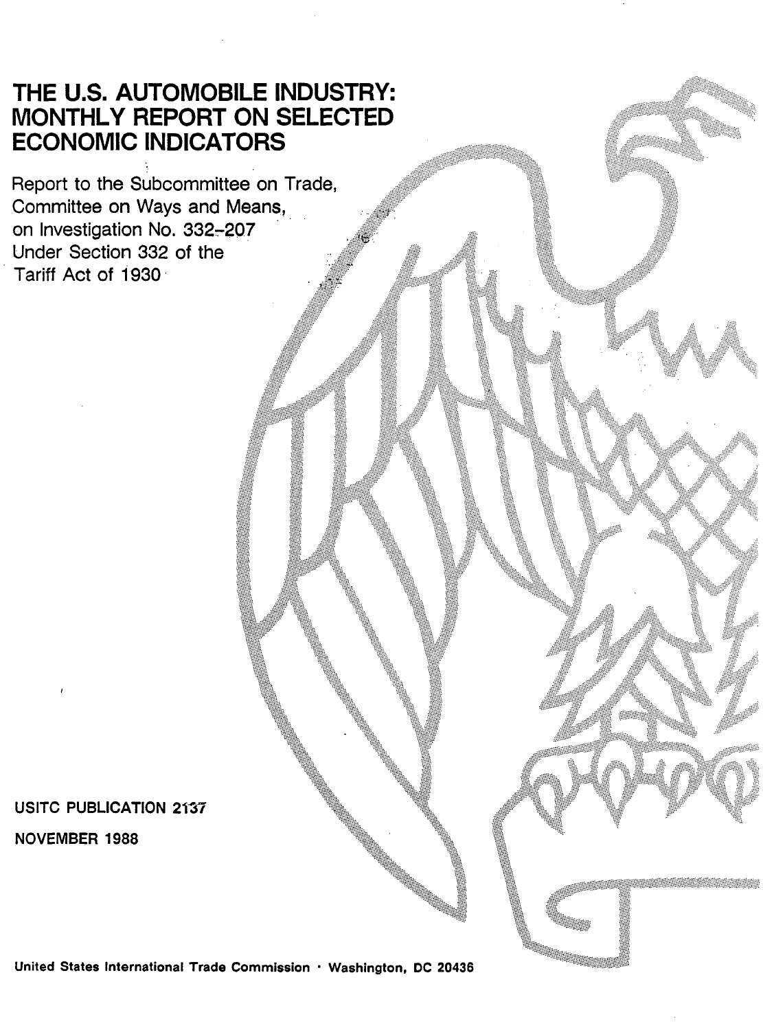# THE U.S. AUTOMOBILE INDUSTRY: MONTHLY REPORT ON SELECTED ECONOMIC INDICATORS

Report to the Subcommittee on Trade, Committee on Ways and Means, on Investigation No. 332-207 Under Section 332 of the Tariff Act of 1930

USITC PUBLICATION 2137

NOVEMBER 1988

United States International Trade Commission · Washington, DC 20436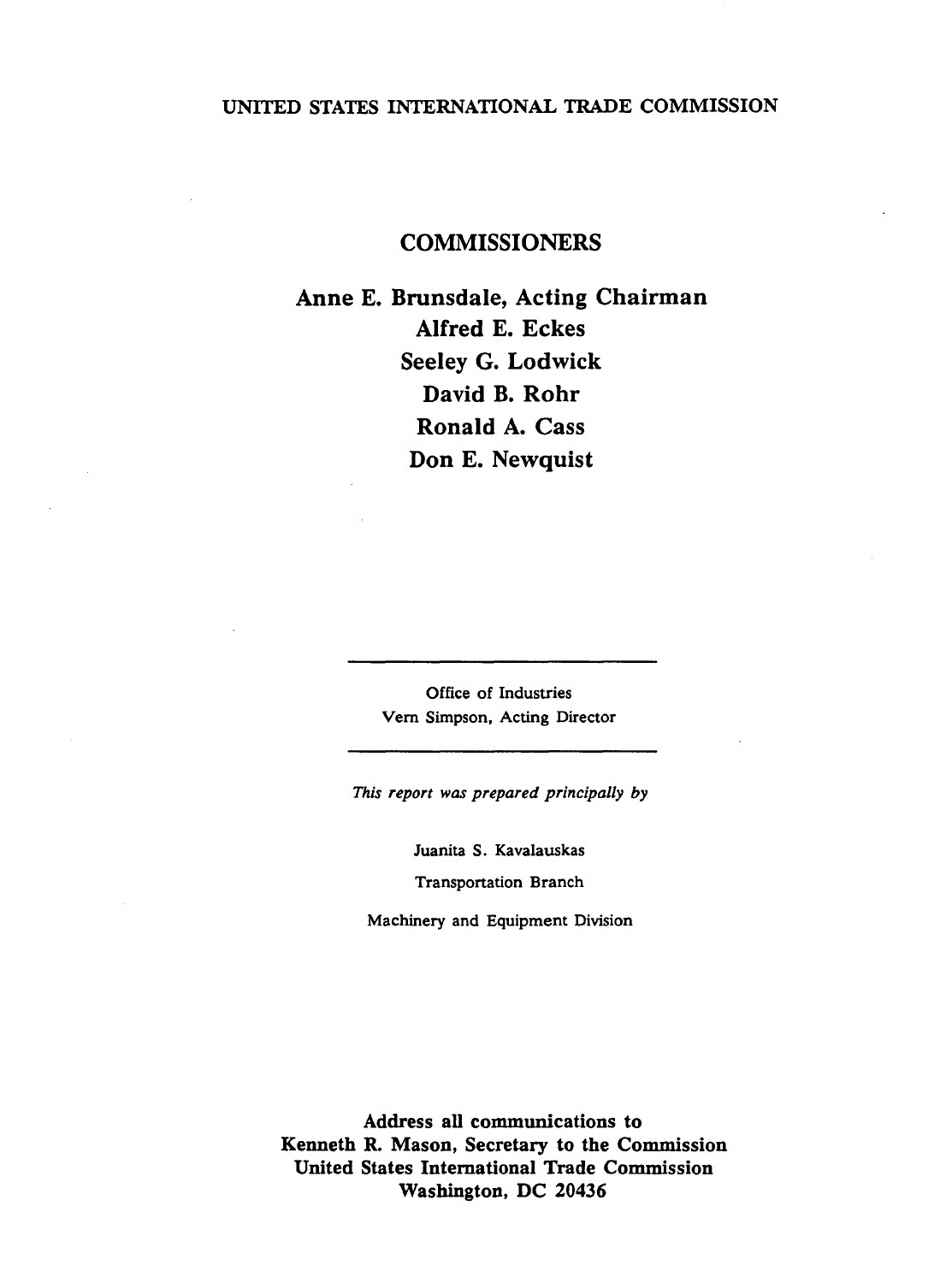UNITED STATES INTERNATIONAL TRADE COMMISSION

## COMMISSIONERS

**Anne E. Brunsdale, Acting Chairman**
**Alfred E. Eckes**
**Seeley G. Lodwick**
**David B. Rohr**
**Ronald A. Cass**
**Don E. Newquist**

---

Office of Industries
Vern Simpson, Acting Director

---

*This report was prepared principally by*

Juanita S. Kavalauskas

Transportation Branch

Machinery and Equipment Division

**Address all communications to**
**Kenneth R. Mason, Secretary to the Commission**
**United States International Trade Commission**
**Washington, DC 20436**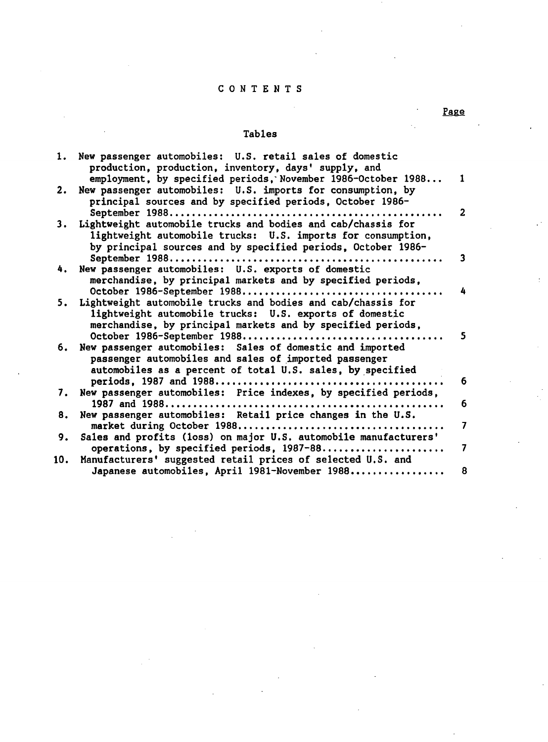# CONTENTS

## Tables

| | | Page |
|---|---|---|
| 1. | New passenger automobiles: U.S. retail sales of domestic production, production, inventory, days' supply, and employment, by specified periods, November 1986-October 1988... | 1 |
| 2. | New passenger automobiles: U.S. imports for consumption, by principal sources and by specified periods, October 1986-September 1988... | 2 |
| 3. | Lightweight automobile trucks and bodies and cab/chassis for lightweight automobile trucks: U.S. imports for consumption, by principal sources and by specified periods, October 1986-September 1988... | 3 |
| 4. | New passenger automobiles: U.S. exports of domestic merchandise, by principal markets and by specified periods, October 1986-September 1988... | 4 |
| 5. | Lightweight automobile trucks and bodies and cab/chassis for lightweight automobile trucks: U.S. exports of domestic merchandise, by principal markets and by specified periods, October 1986-September 1988... | 5 |
| 6. | New passenger automobiles: Sales of domestic and imported passenger automobiles and sales of imported passenger automobiles as a percent of total U.S. sales, by specified periods, 1987 and 1988... | 6 |
| 7. | New passenger automobiles: Price indexes, by specified periods, 1987 and 1988... | 6 |
| 8. | New passenger automobiles: Retail price changes in the U.S. market during October 1988... | 7 |
| 9. | Sales and profits (loss) on major U.S. automobile manufacturers' operations, by specified periods, 1987-88... | 7 |
| 10. | Manufacturers' suggested retail prices of selected U.S. and Japanese automobiles, April 1981-November 1988... | 8 |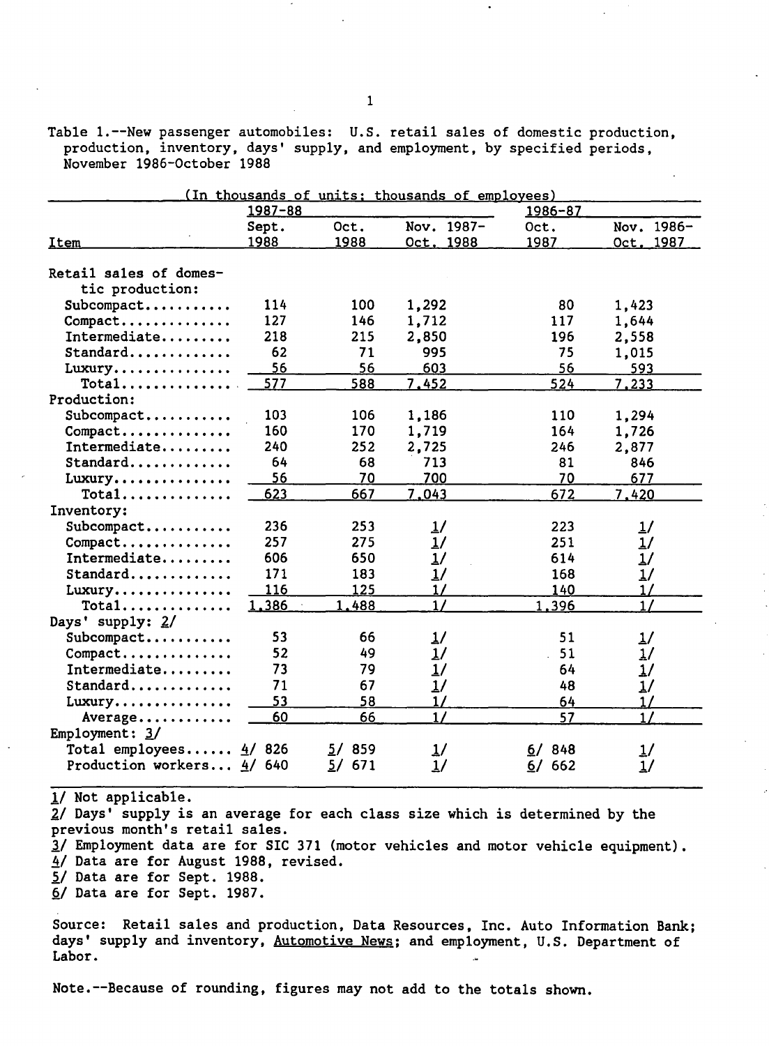Table 1.--New passenger automobiles: U.S. retail sales of domestic production, production, inventory, days' supply, and employment, by specified periods, November 1986-October 1988

(In thousands of units; thousands of employees)

| Item | 1987-88 Sept. 1988 | Oct. 1988 | Nov. 1987-Oct. 1988 | 1986-87 Oct. 1987 | Nov. 1986-Oct. 1987 |
|---|---|---|---|---|---|
| Retail sales of domestic production: | | | | | |
| Subcompact | 114 | 100 | 1,292 | 80 | 1,423 |
| Compact | 127 | 146 | 1,712 | 117 | 1,644 |
| Intermediate | 218 | 215 | 2,850 | 196 | 2,558 |
| Standard | 62 | 71 | 995 | 75 | 1,015 |
| Luxury | 56 | 56 | 603 | 56 | 593 |
| Total | 577 | 588 | 7,452 | 524 | 7,233 |
| Production: | | | | | |
| Subcompact | 103 | 106 | 1,186 | 110 | 1,294 |
| Compact | 160 | 170 | 1,719 | 164 | 1,726 |
| Intermediate | 240 | 252 | 2,725 | 246 | 2,877 |
| Standard | 64 | 68 | 713 | 81 | 846 |
| Luxury | 56 | 70 | 700 | 70 | 677 |
| Total | 623 | 667 | 7,043 | 672 | 7,420 |
| Inventory: | | | | | |
| Subcompact | 236 | 253 | 1/ | 223 | 1/ |
| Compact | 257 | 275 | 1/ | 251 | 1/ |
| Intermediate | 606 | 650 | 1/ | 614 | 1/ |
| Standard | 171 | 183 | 1/ | 168 | 1/ |
| Luxury | 116 | 125 | 1/ | 140 | 1/ |
| Total | 1,386 | 1,488 | 1/ | 1,396 | 1/ |
| Days' supply: 2/ | | | | | |
| Subcompact | 53 | 66 | 1/ | 51 | 1/ |
| Compact | 52 | 49 | 1/ | 51 | 1/ |
| Intermediate | 73 | 79 | 1/ | 64 | 1/ |
| Standard | 71 | 67 | 1/ | 48 | 1/ |
| Luxury | 53 | 58 | 1/ | 64 | 1/ |
| Average | 60 | 66 | 1/ | 57 | 1/ |
| Employment: 3/ | | | | | |
| Total employees | 4/ 826 | 5/ 859 | 1/ | 6/ 848 | 1/ |
| Production workers | 4/ 640 | 5/ 671 | 1/ | 6/ 662 | 1/ |

1/ Not applicable.
2/ Days' supply is an average for each class size which is determined by the previous month's retail sales.
3/ Employment data are for SIC 371 (motor vehicles and motor vehicle equipment).
4/ Data are for August 1988, revised.
5/ Data are for Sept. 1988.
6/ Data are for Sept. 1987.

Source: Retail sales and production, Data Resources, Inc. Auto Information Bank; days' supply and inventory, Automotive News; and employment, U.S. Department of Labor.

Note.--Because of rounding, figures may not add to the totals shown.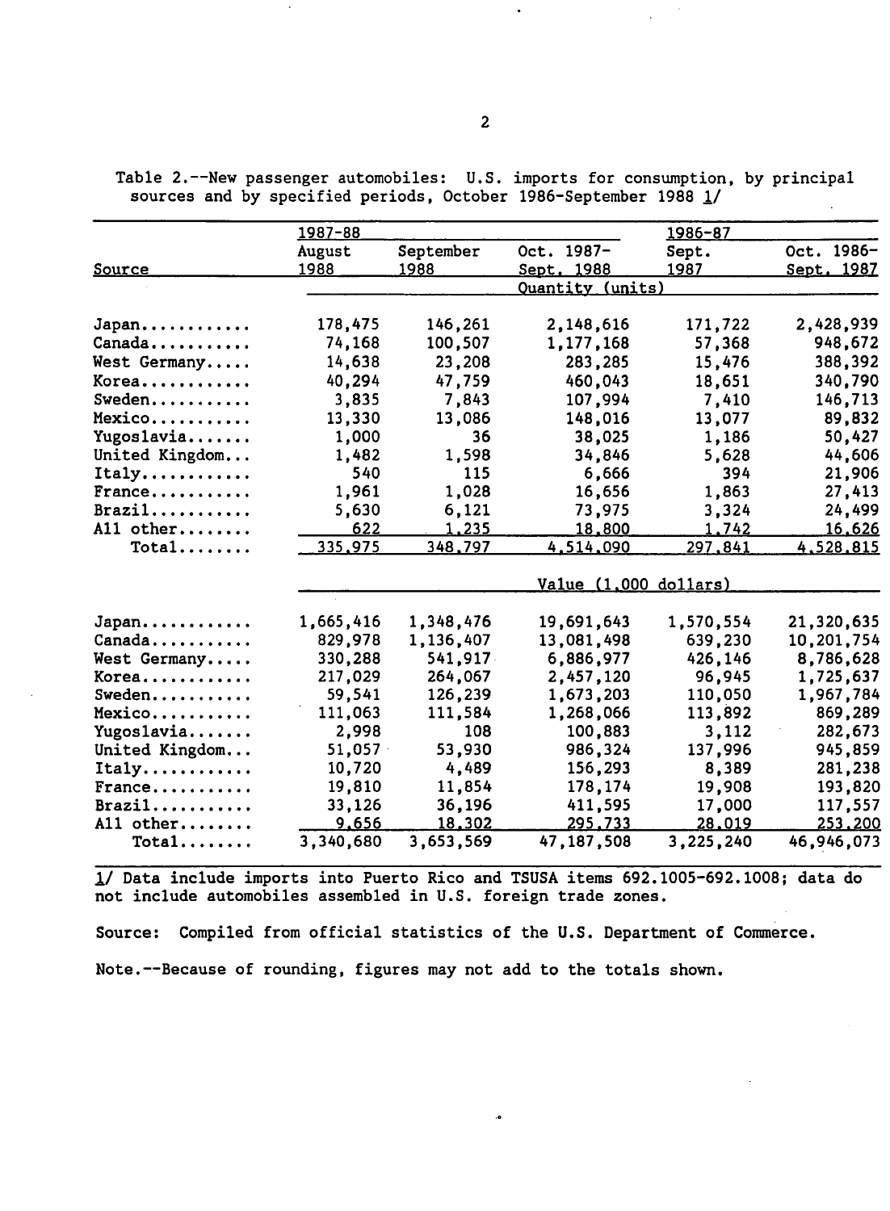Table 2.--New passenger automobiles: U.S. imports for consumption, by principal sources and by specified periods, October 1986-September 1988 1/

| Source | 1987-88 August 1988 | September 1988 | Oct. 1987-Sept. 1988 | 1986-87 Sept. 1987 | Oct. 1986-Sept. 1987 |
|---|---|---|---|---|---|
| | Quantity (units) | | | | |
| Japan | 178,475 | 146,261 | 2,148,616 | 171,722 | 2,428,939 |
| Canada | 74,168 | 100,507 | 1,177,168 | 57,368 | 948,672 |
| West Germany | 14,638 | 23,208 | 283,285 | 15,476 | 388,392 |
| Korea | 40,294 | 47,759 | 460,043 | 18,651 | 340,790 |
| Sweden | 3,835 | 7,843 | 107,994 | 7,410 | 146,713 |
| Mexico | 13,330 | 13,086 | 148,016 | 13,077 | 89,832 |
| Yugoslavia | 1,000 | 36 | 38,025 | 1,186 | 50,427 |
| United Kingdom | 1,482 | 1,598 | 34,846 | 5,628 | 44,606 |
| Italy | 540 | 115 | 6,666 | 394 | 21,906 |
| France | 1,961 | 1,028 | 16,656 | 1,863 | 27,413 |
| Brazil | 5,630 | 6,121 | 73,975 | 3,324 | 24,499 |
| All other | 622 | 1,235 | 18,800 | 1,742 | 16,626 |
| Total | 335,975 | 348,797 | 4,514,090 | 297,841 | 4,528,815 |
| | Value (1,000 dollars) | | | | |
| Japan | 1,665,416 | 1,348,476 | 19,691,643 | 1,570,554 | 21,320,635 |
| Canada | 829,978 | 1,136,407 | 13,081,498 | 639,230 | 10,201,754 |
| West Germany | 330,288 | 541,917 | 6,886,977 | 426,146 | 8,786,628 |
| Korea | 217,029 | 264,067 | 2,457,120 | 96,945 | 1,725,637 |
| Sweden | 59,541 | 126,239 | 1,673,203 | 110,050 | 1,967,784 |
| Mexico | 111,063 | 111,584 | 1,268,066 | 113,892 | 869,289 |
| Yugoslavia | 2,998 | 108 | 100,883 | 3,112 | 282,673 |
| United Kingdom | 51,057 | 53,930 | 986,324 | 137,996 | 945,859 |
| Italy | 10,720 | 4,489 | 156,293 | 8,389 | 281,238 |
| France | 19,810 | 11,854 | 178,174 | 19,908 | 193,820 |
| Brazil | 33,126 | 36,196 | 411,595 | 17,000 | 117,557 |
| All other | 9,656 | 18,302 | 295,733 | 28,019 | 253,200 |
| Total | 3,340,680 | 3,653,569 | 47,187,508 | 3,225,240 | 46,946,073 |

1/ Data include imports into Puerto Rico and TSUSA items 692.1005-692.1008; data do not include automobiles assembled in U.S. foreign trade zones.

Source: Compiled from official statistics of the U.S. Department of Commerce.

Note.--Because of rounding, figures may not add to the totals shown.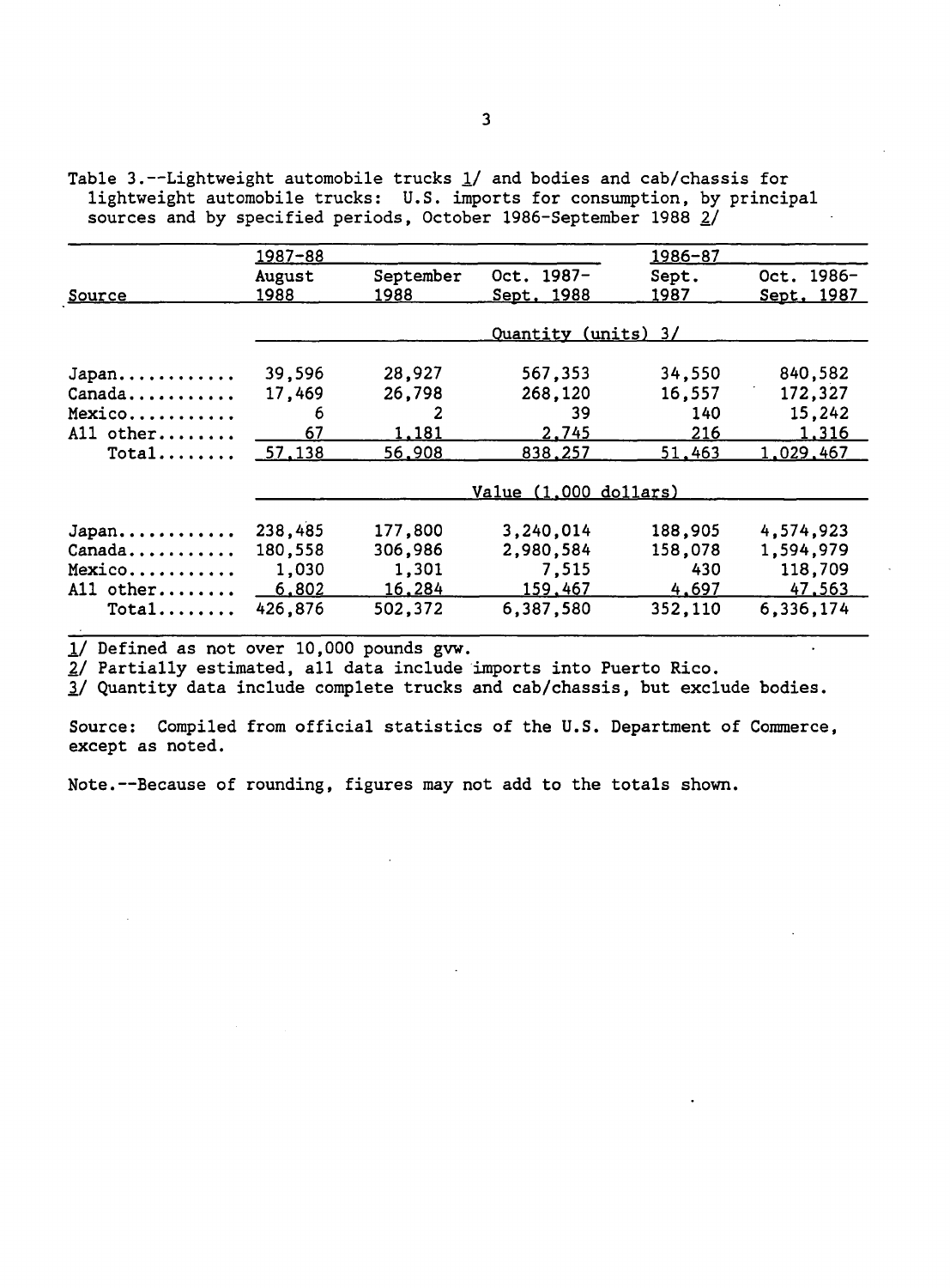Table 3.--Lightweight automobile trucks 1/ and bodies and cab/chassis for lightweight automobile trucks: U.S. imports for consumption, by principal sources and by specified periods, October 1986-September 1988 2/

| Source | 1987-88 | | | 1986-87 | |
|---|---|---|---|---|---|
| | August 1988 | September 1988 | Oct. 1987-Sept. 1988 | Sept. 1987 | Oct. 1986-Sept. 1987 |
| | Quantity (units) 3/ | | | | |
| Japan | 39,596 | 28,927 | 567,353 | 34,550 | 840,582 |
| Canada | 17,469 | 26,798 | 268,120 | 16,557 | 172,327 |
| Mexico | 6 | 2 | 39 | 140 | 15,242 |
| All other | 67 | 1,181 | 2,745 | 216 | 1,316 |
| Total | 57,138 | 56,908 | 838,257 | 51,463 | 1,029,467 |
| | Value (1,000 dollars) | | | | |
| Japan | 238,485 | 177,800 | 3,240,014 | 188,905 | 4,574,923 |
| Canada | 180,558 | 306,986 | 2,980,584 | 158,078 | 1,594,979 |
| Mexico | 1,030 | 1,301 | 7,515 | 430 | 118,709 |
| All other | 6,802 | 16,284 | 159,467 | 4,697 | 47,563 |
| Total | 426,876 | 502,372 | 6,387,580 | 352,110 | 6,336,174 |

1/ Defined as not over 10,000 pounds gvw.
2/ Partially estimated, all data include imports into Puerto Rico.
3/ Quantity data include complete trucks and cab/chassis, but exclude bodies.

Source: Compiled from official statistics of the U.S. Department of Commerce, except as noted.

Note.--Because of rounding, figures may not add to the totals shown.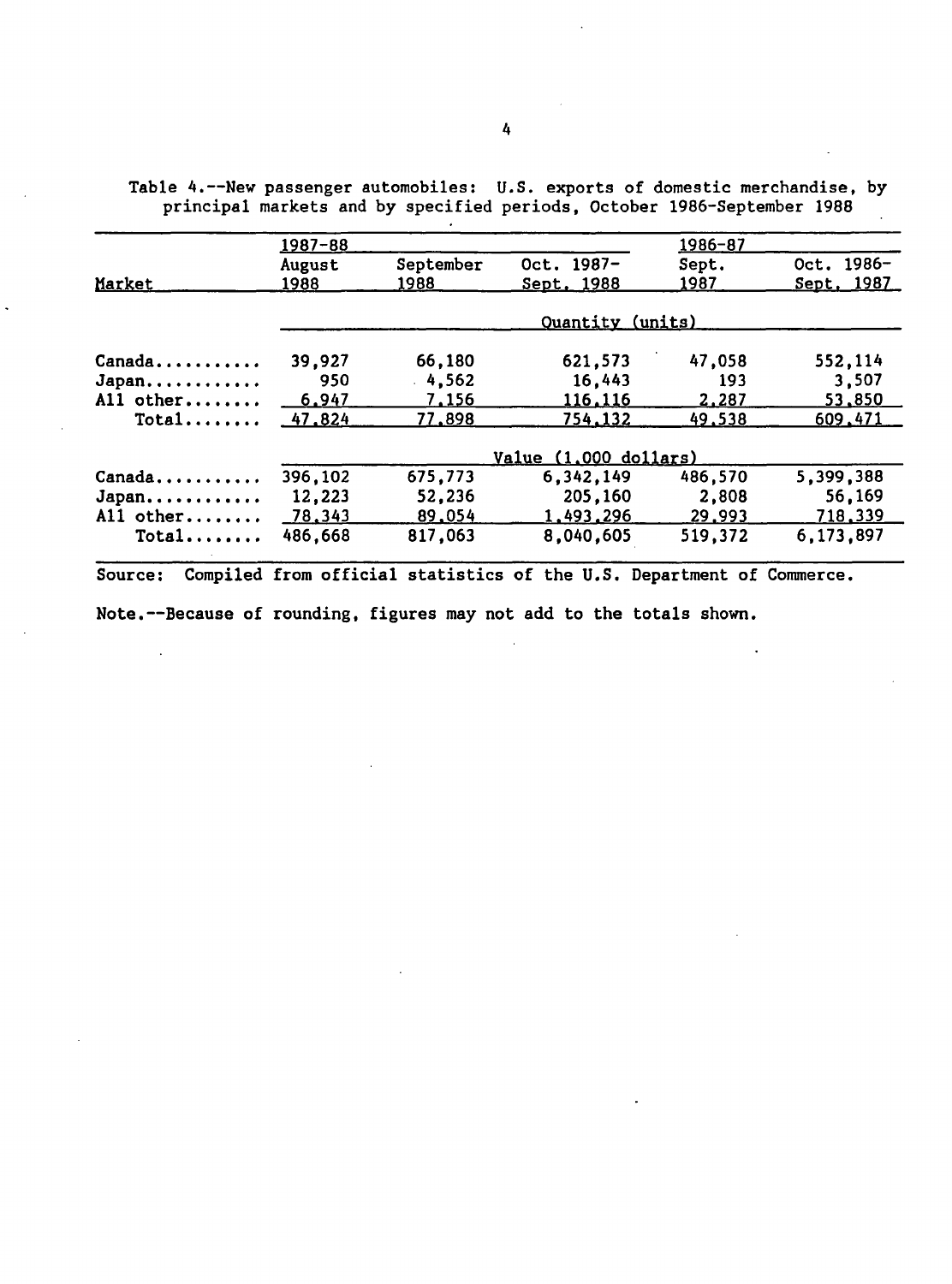Table 4.--New passenger automobiles: U.S. exports of domestic merchandise, by principal markets and by specified periods, October 1986-September 1988

| Market | 1987-88 August 1988 | September 1988 | Oct. 1987-Sept. 1988 | 1986-87 Sept. 1987 | Oct. 1986-Sept. 1987 |
|---|---|---|---|---|---|
| | Quantity (units) | | | | |
| Canada.......... | 39,927 | 66,180 | 621,573 | 47,058 | 552,114 |
| Japan........... | 950 | 4,562 | 16,443 | 193 | 3,507 |
| All other....... | 6,947 | 7,156 | 116,116 | 2,287 | 53,850 |
| Total....... | 47,824 | 77,898 | 754,132 | 49,538 | 609,471 |
| | Value (1,000 dollars) | | | | |
| Canada.......... | 396,102 | 675,773 | 6,342,149 | 486,570 | 5,399,388 |
| Japan........... | 12,223 | 52,236 | 205,160 | 2,808 | 56,169 |
| All other....... | 78,343 | 89,054 | 1,493,296 | 29,993 | 718,339 |
| Total....... | 486,668 | 817,063 | 8,040,605 | 519,372 | 6,173,897 |

Source: Compiled from official statistics of the U.S. Department of Commerce.

Note.--Because of rounding, figures may not add to the totals shown.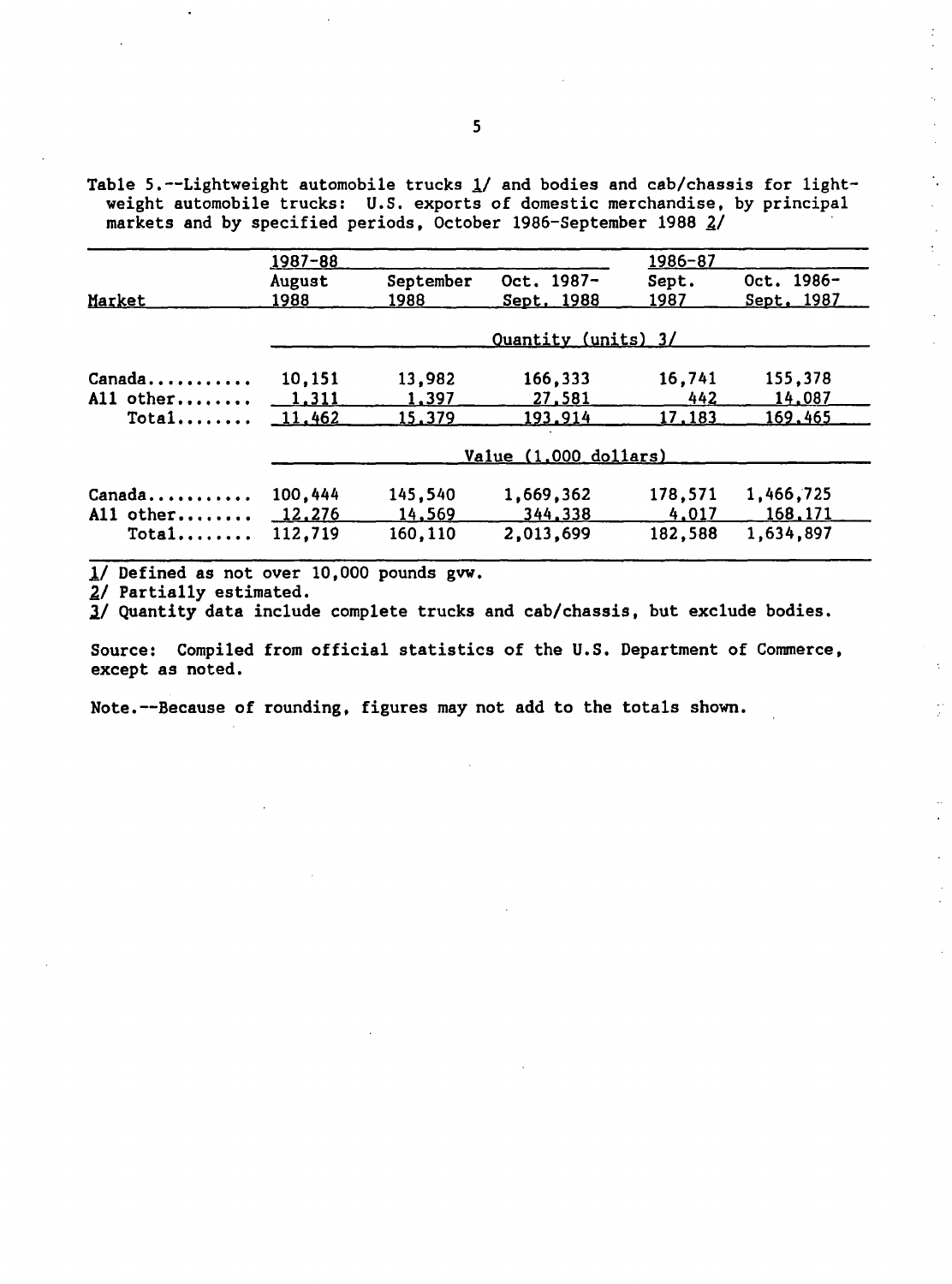Table 5.--Lightweight automobile trucks 1/ and bodies and cab/chassis for lightweight automobile trucks: U.S. exports of domestic merchandise, by principal markets and by specified periods, October 1986-September 1988 2/

| Market | 1987-88 August 1988 | September 1988 | Oct. 1987-Sept. 1988 | 1986-87 Sept. 1987 | Oct. 1986-Sept. 1987 |
|---|---|---|---|---|---|
| | Quantity (units) 3/ | | | | |
| Canada | 10,151 | 13,982 | 166,333 | 16,741 | 155,378 |
| All other | 1,311 | 1,397 | 27,581 | 442 | 14,087 |
| Total | 11,462 | 15,379 | 193,914 | 17,183 | 169,465 |
| | Value (1,000 dollars) | | | | |
| Canada | 100,444 | 145,540 | 1,669,362 | 178,571 | 1,466,725 |
| All other | 12,276 | 14,569 | 344,338 | 4,017 | 168,171 |
| Total | 112,719 | 160,110 | 2,013,699 | 182,588 | 1,634,897 |

1/ Defined as not over 10,000 pounds gvw.
2/ Partially estimated.
3/ Quantity data include complete trucks and cab/chassis, but exclude bodies.

Source: Compiled from official statistics of the U.S. Department of Commerce, except as noted.

Note.--Because of rounding, figures may not add to the totals shown.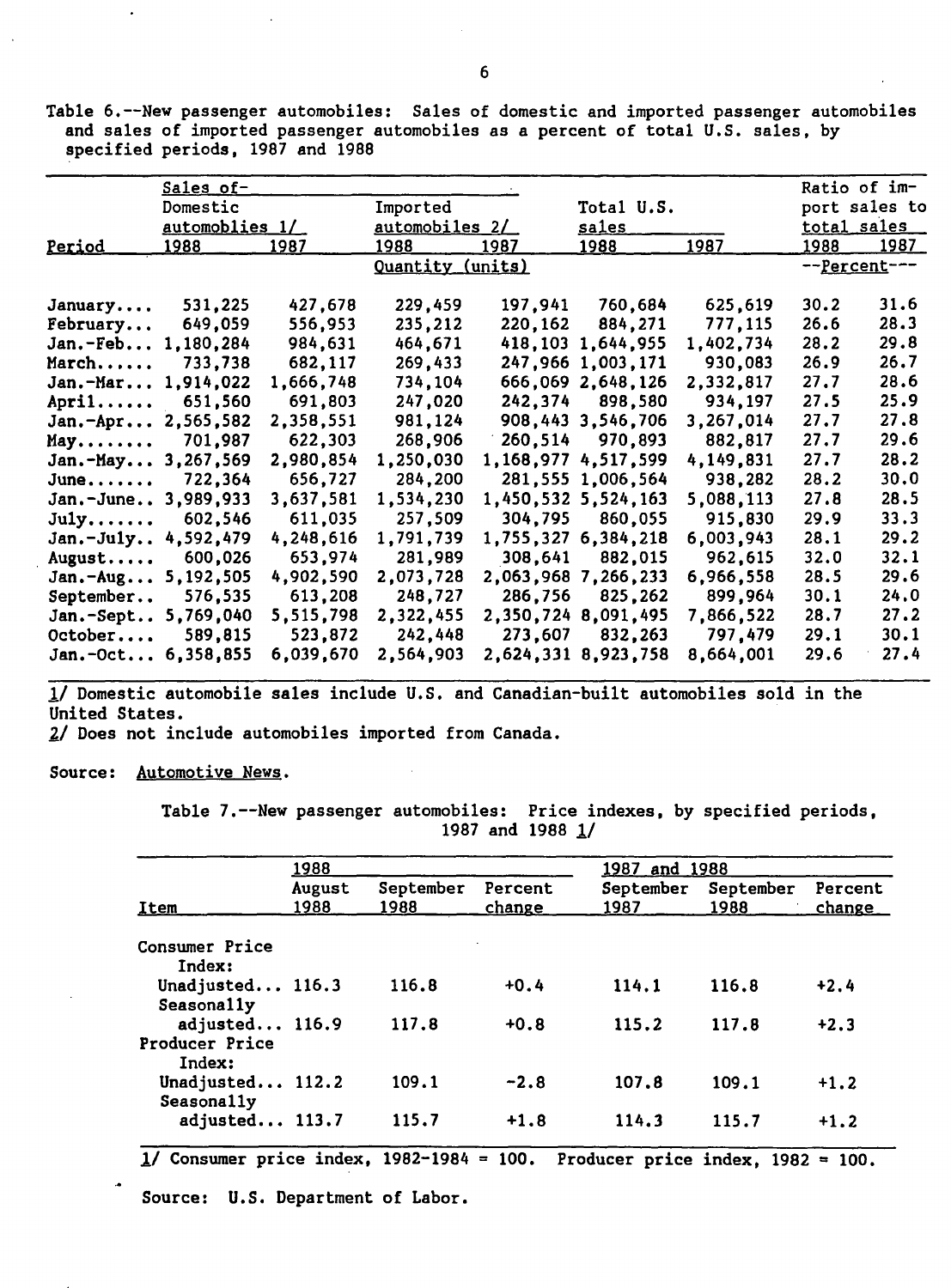Table 6.--New passenger automobiles: Sales of domestic and imported passenger automobiles and sales of imported passenger automobiles as a percent of total U.S. sales, by specified periods, 1987 and 1988

| Period | Sales of- Domestic automoblies 1/ 1988 | 1987 | Imported automobiles 2/ 1988 | 1987 | Total U.S. sales 1988 | 1987 | Ratio of import sales to total sales 1988 | 1987 |
|---|---|---|---|---|---|---|---|---|
| | Quantity (units) | | | | | | --Percent--- | |
| January.... | 531,225 | 427,678 | 229,459 | 197,941 | 760,684 | 625,619 | 30.2 | 31.6 |
| February... | 649,059 | 556,953 | 235,212 | 220,162 | 884,271 | 777,115 | 26.6 | 28.3 |
| Jan.-Feb... | 1,180,284 | 984,631 | 464,671 | 418,103 | 1,644,955 | 1,402,734 | 28.2 | 29.8 |
| March...... | 733,738 | 682,117 | 269,433 | 247,966 | 1,003,171 | 930,083 | 26.9 | 26.7 |
| Jan.-Mar... | 1,914,022 | 1,666,748 | 734,104 | 666,069 | 2,648,126 | 2,332,817 | 27.7 | 28.6 |
| April...... | 651,560 | 691,803 | 247,020 | 242,374 | 898,580 | 934,197 | 27.5 | 25.9 |
| Jan.-Apr... | 2,565,582 | 2,358,551 | 981,124 | 908,443 | 3,546,706 | 3,267,014 | 27.7 | 27.8 |
| May........ | 701,987 | 622,303 | 268,906 | 260,514 | 970,893 | 882,817 | 27.7 | 29.6 |
| Jan.-May... | 3,267,569 | 2,980,854 | 1,250,030 | 1,168,977 | 4,517,599 | 4,149,831 | 27.7 | 28.2 |
| June....... | 722,364 | 656,727 | 284,200 | 281,555 | 1,006,564 | 938,282 | 28.2 | 30.0 |
| Jan.-June.. | 3,989,933 | 3,637,581 | 1,534,230 | 1,450,532 | 5,524,163 | 5,088,113 | 27.8 | 28.5 |
| July....... | 602,546 | 611,035 | 257,509 | 304,795 | 860,055 | 915,830 | 29.9 | 33.3 |
| Jan.-July.. | 4,592,479 | 4,248,616 | 1,791,739 | 1,755,327 | 6,384,218 | 6,003,943 | 28.1 | 29.2 |
| August..... | 600,026 | 653,974 | 281,989 | 308,641 | 882,015 | 962,615 | 32.0 | 32.1 |
| Jan.-Aug... | 5,192,505 | 4,902,590 | 2,073,728 | 2,063,968 | 7,266,233 | 6,966,558 | 28.5 | 29.6 |
| September.. | 576,535 | 613,208 | 248,727 | 286,756 | 825,262 | 899,964 | 30.1 | 24.0 |
| Jan.-Sept.. | 5,769,040 | 5,515,798 | 2,322,455 | 2,350,724 | 8,091,495 | 7,866,522 | 28.7 | 27.2 |
| October.... | 589,815 | 523,872 | 242,448 | 273,607 | 832,263 | 797,479 | 29.1 | 30.1 |
| Jan.-Oct... | 6,358,855 | 6,039,670 | 2,564,903 | 2,624,331 | 8,923,758 | 8,664,001 | 29.6 | 27.4 |

1/ Domestic automobile sales include U.S. and Canadian-built automobiles sold in the United States.
2/ Does not include automobiles imported from Canada.

Source: Automotive News.

Table 7.--New passenger automobiles: Price indexes, by specified periods, 1987 and 1988 1/

| Item | 1988 August 1988 | September 1988 | Percent change | 1987 and 1988 September 1987 | September 1988 | Percent change |
|---|---|---|---|---|---|---|
| Consumer Price Index: | | | | | | |
| Unadjusted... | 116.3 | 116.8 | +0.4 | 114.1 | 116.8 | +2.4 |
| Seasonally adjusted... | 116.9 | 117.8 | +0.8 | 115.2 | 117.8 | +2.3 |
| Producer Price Index: | | | | | | |
| Unadjusted... | 112.2 | 109.1 | -2.8 | 107.8 | 109.1 | +1.2 |
| Seasonally adjusted... | 113.7 | 115.7 | +1.8 | 114.3 | 115.7 | +1.2 |

1/ Consumer price index, 1982-1984 = 100. Producer price index, 1982 = 100.

Source: U.S. Department of Labor.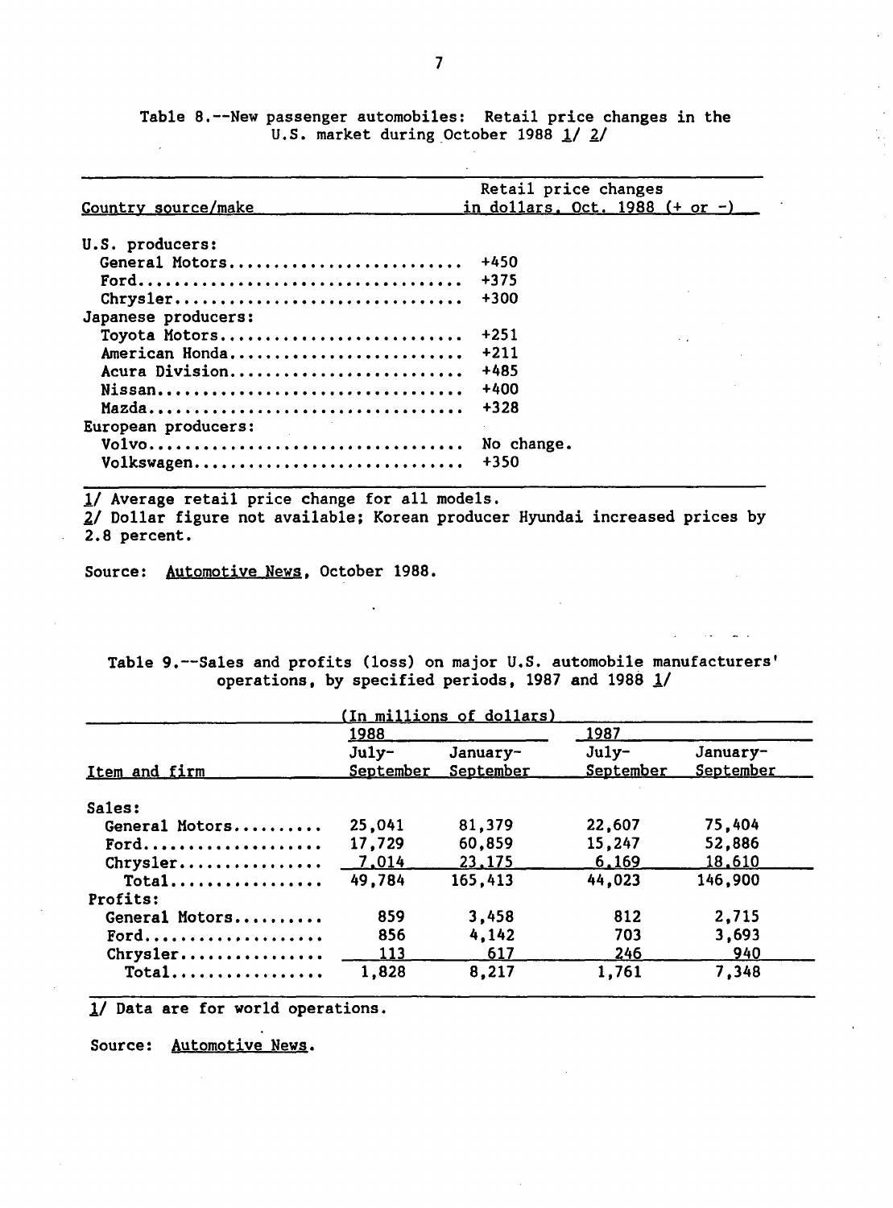Table 8.--New passenger automobiles: Retail price changes in the U.S. market during October 1988 1/ 2/

| Country source/make | Retail price changes in dollars, Oct. 1988 (+ or -) |
|---|---|
| U.S. producers: | |
| General Motors | +450 |
| Ford | +375 |
| Chrysler | +300 |
| Japanese producers: | |
| Toyota Motors | +251 |
| American Honda | +211 |
| Acura Division | +485 |
| Nissan | +400 |
| Mazda | +328 |
| European producers: | |
| Volvo | No change. |
| Volkswagen | +350 |

1/ Average retail price change for all models.
2/ Dollar figure not available; Korean producer Hyundai increased prices by 2.8 percent.

Source: Automotive News, October 1988.

Table 9.--Sales and profits (loss) on major U.S. automobile manufacturers' operations, by specified periods, 1987 and 1988 1/

(In millions of dollars)

| Item and firm | 1988 | | 1987 | |
|---|---|---|---|---|
| | July-September | January-September | July-September | January-September |
| Sales: | | | | |
| General Motors | 25,041 | 81,379 | 22,607 | 75,404 |
| Ford | 17,729 | 60,859 | 15,247 | 52,886 |
| Chrysler | 7,014 | 23,175 | 6,169 | 18,610 |
| Total | 49,784 | 165,413 | 44,023 | 146,900 |
| Profits: | | | | |
| General Motors | 859 | 3,458 | 812 | 2,715 |
| Ford | 856 | 4,142 | 703 | 3,693 |
| Chrysler | 113 | 617 | 246 | 940 |
| Total | 1,828 | 8,217 | 1,761 | 7,348 |

1/ Data are for world operations.

Source: Automotive News.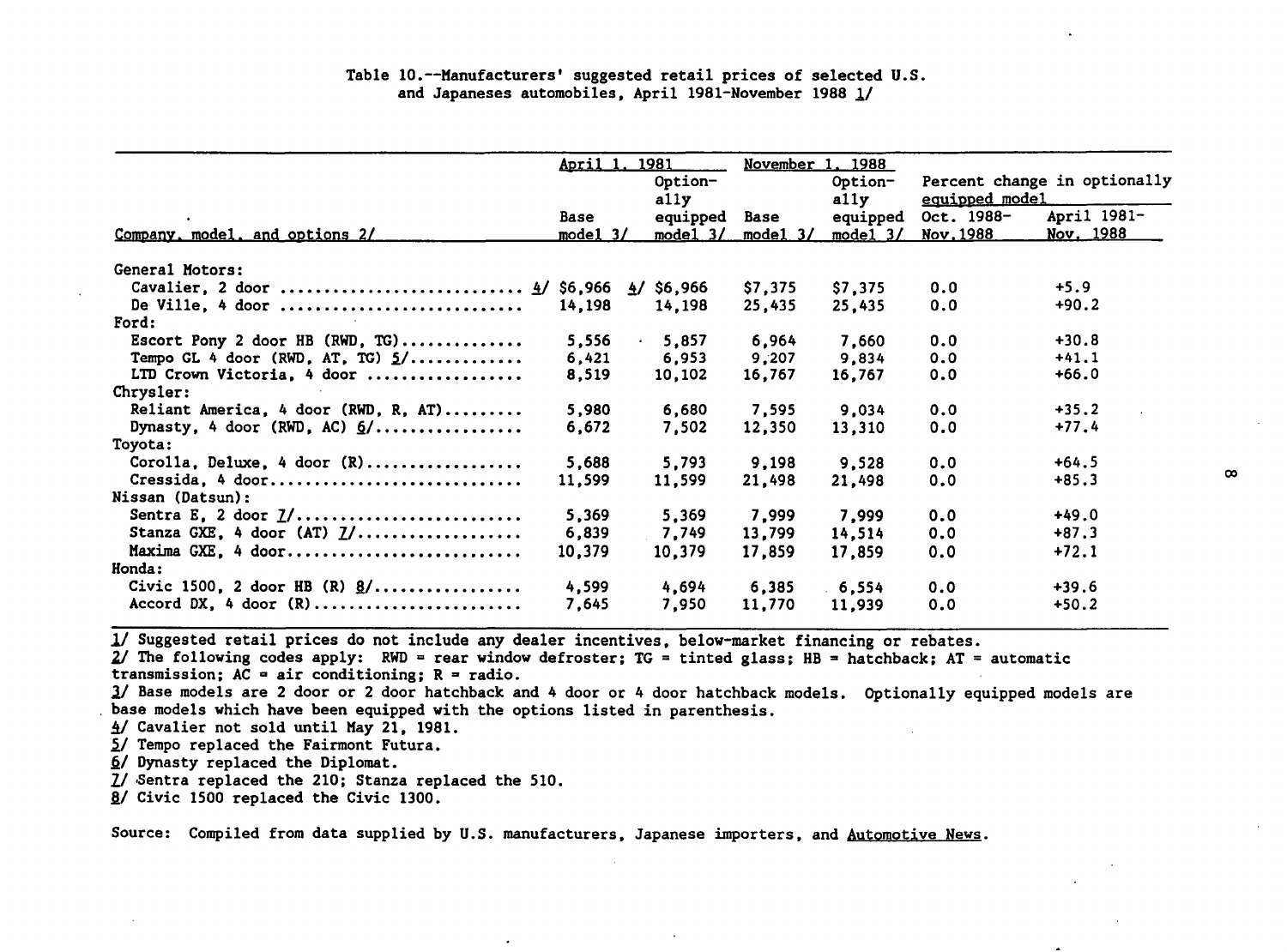Table 10.--Manufacturers' suggested retail prices of selected U.S. and Japaneses automobiles, April 1981-November 1988 1/

| Company, model, and options 2/ | April 1, 1981 | | November 1, 1988 | | Percent change in optionally equipped model | |
|---|---|---|---|---|---|---|
| | Base model 3/ | Optionally equipped model 3/ | Base model 3/ | Optionally equipped model 3/ | Oct. 1988-Nov. 1988 | April 1981-Nov. 1988 |
| General Motors: | | | | | | |
| Cavalier, 2 door | 4/ $6,966 | 4/ $6,966 | $7,375 | $7,375 | 0.0 | +5.9 |
| De Ville, 4 door | 14,198 | 14,198 | 25,435 | 25,435 | 0.0 | +90.2 |
| Ford: | | | | | | |
| Escort Pony 2 door HB (RWD, TG) | 5,556 | 5,857 | 6,964 | 7,660 | 0.0 | +30.8 |
| Tempo GL 4 door (RWD, AT, TG) 5/ | 6,421 | 6,953 | 9,207 | 9,834 | 0.0 | +41.1 |
| LTD Crown Victoria, 4 door | 8,519 | 10,102 | 16,767 | 16,767 | 0.0 | +66.0 |
| Chrysler: | | | | | | |
| Reliant America, 4 door (RWD, R, AT) | 5,980 | 6,680 | 7,595 | 9,034 | 0.0 | +35.2 |
| Dynasty, 4 door (RWD, AC) 6/ | 6,672 | 7,502 | 12,350 | 13,310 | 0.0 | +77.4 |
| Toyota: | | | | | | |
| Corolla, Deluxe, 4 door (R) | 5,688 | 5,793 | 9,198 | 9,528 | 0.0 | +64.5 |
| Cressida, 4 door | 11,599 | 11,599 | 21,498 | 21,498 | 0.0 | +85.3 |
| Nissan (Datsun): | | | | | | |
| Sentra E, 2 door 7/ | 5,369 | 5,369 | 7,999 | 7,999 | 0.0 | +49.0 |
| Stanza GXE, 4 door (AT) 7/ | 6,839 | 7,749 | 13,799 | 14,514 | 0.0 | +87.3 |
| Maxima GXE, 4 door | 10,379 | 10,379 | 17,859 | 17,859 | 0.0 | +72.1 |
| Honda: | | | | | | |
| Civic 1500, 2 door HB (R) 8/ | 4,599 | 4,694 | 6,385 | 6,554 | 0.0 | +39.6 |
| Accord DX, 4 door (R) | 7,645 | 7,950 | 11,770 | 11,939 | 0.0 | +50.2 |

1/ Suggested retail prices do not include any dealer incentives, below-market financing or rebates.
2/ The following codes apply: RWD = rear window defroster; TG = tinted glass; HB = hatchback; AT = automatic transmission; AC = air conditioning; R = radio.
3/ Base models are 2 door or 2 door hatchback and 4 door or 4 door hatchback models. Optionally equipped models are base models which have been equipped with the options listed in parenthesis.
4/ Cavalier not sold until May 21, 1981.
5/ Tempo replaced the Fairmont Futura.
6/ Dynasty replaced the Diplomat.
7/ Sentra replaced the 210; Stanza replaced the 510.
8/ Civic 1500 replaced the Civic 1300.

Source: Compiled from data supplied by U.S. manufacturers, Japanese importers, and Automotive News.